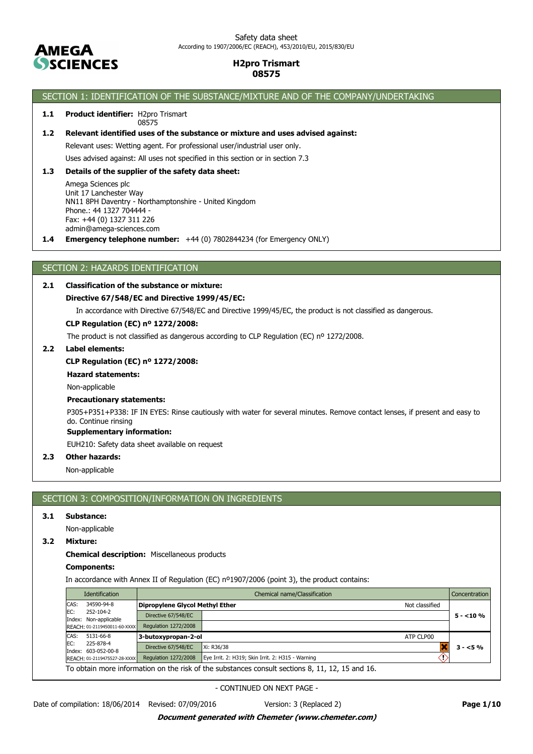Safety data sheet
According to 1907/2006/EC (REACH), 453/2010/EU, 2015/830/EU

# H2pro Trismart
# 08575

## SECTION 1: IDENTIFICATION OF THE SUBSTANCE/MIXTURE AND OF THE COMPANY/UNDERTAKING

**1.1 Product identifier:** H2pro Trismart
08575

**1.2 Relevant identified uses of the substance or mixture and uses advised against:**

Relevant uses: Wetting agent. For professional user/industrial user only.

Uses advised against: All uses not specified in this section or in section 7.3

**1.3 Details of the supplier of the safety data sheet:**

Amega Sciences plc
Unit 17 Lanchester Way
NN11 8PH Daventry - Northamptonshire - United Kingdom
Phone.: 44 1327 704444 -
Fax: +44 (0) 1327 311 226
admin@amega-sciences.com

**1.4 Emergency telephone number:** +44 (0) 7802844234 (for Emergency ONLY)

## SECTION 2: HAZARDS IDENTIFICATION

**2.1 Classification of the substance or mixture:**

**Directive 67/548/EC and Directive 1999/45/EC:**

In accordance with Directive 67/548/EC and Directive 1999/45/EC, the product is not classified as dangerous.

**CLP Regulation (EC) nº 1272/2008:**

The product is not classified as dangerous according to CLP Regulation (EC) nº 1272/2008.

**2.2 Label elements:**

**CLP Regulation (EC) nº 1272/2008:**

**Hazard statements:**

Non-applicable

**Precautionary statements:**

P305+P351+P338: IF IN EYES: Rinse cautiously with water for several minutes. Remove contact lenses, if present and easy to do. Continue rinsing

**Supplementary information:**

EUH210: Safety data sheet available on request

**2.3 Other hazards:**

Non-applicable

## SECTION 3: COMPOSITION/INFORMATION ON INGREDIENTS

**3.1 Substance:**

Non-applicable

**3.2 Mixture:**

**Chemical description:** Miscellaneous products

**Components:**

In accordance with Annex II of Regulation (EC) nº1907/2006 (point 3), the product contains:

| Identification | Chemical name/Classification | | | Concentration |
|---|---|---|---|---|
| CAS: 34590-94-8<br>EC: 252-104-2<br>Index: Non-applicable<br>REACH: 01-2119450011-60-XXXX | **Dipropylene Glycol Methyl Ether** | | Not classified | 5 - <10 % |
| | Directive 67/548/EC | | | |
| | Regulation 1272/2008 | | | |
| CAS: 5131-66-8<br>EC: 225-878-4<br>Index: 603-052-00-8<br>REACH: 01-2119475527-28-XXXX | **3-butoxypropan-2-ol** | | ATP CLP00 | 3 - <5 % |
| | Directive 67/548/EC | Xi: R36/38 | | |
| | Regulation 1272/2008 | Eye Irrit. 2: H319; Skin Irrit. 2: H315 - Warning | | |

To obtain more information on the risk of the substances consult sections 8, 11, 12, 15 and 16.

- CONTINUED ON NEXT PAGE -

Date of compilation: 18/06/2014 Revised: 07/09/2016 Version: 3 (Replaced 2)

*Document generated with Chemeter (www.chemeter.com)*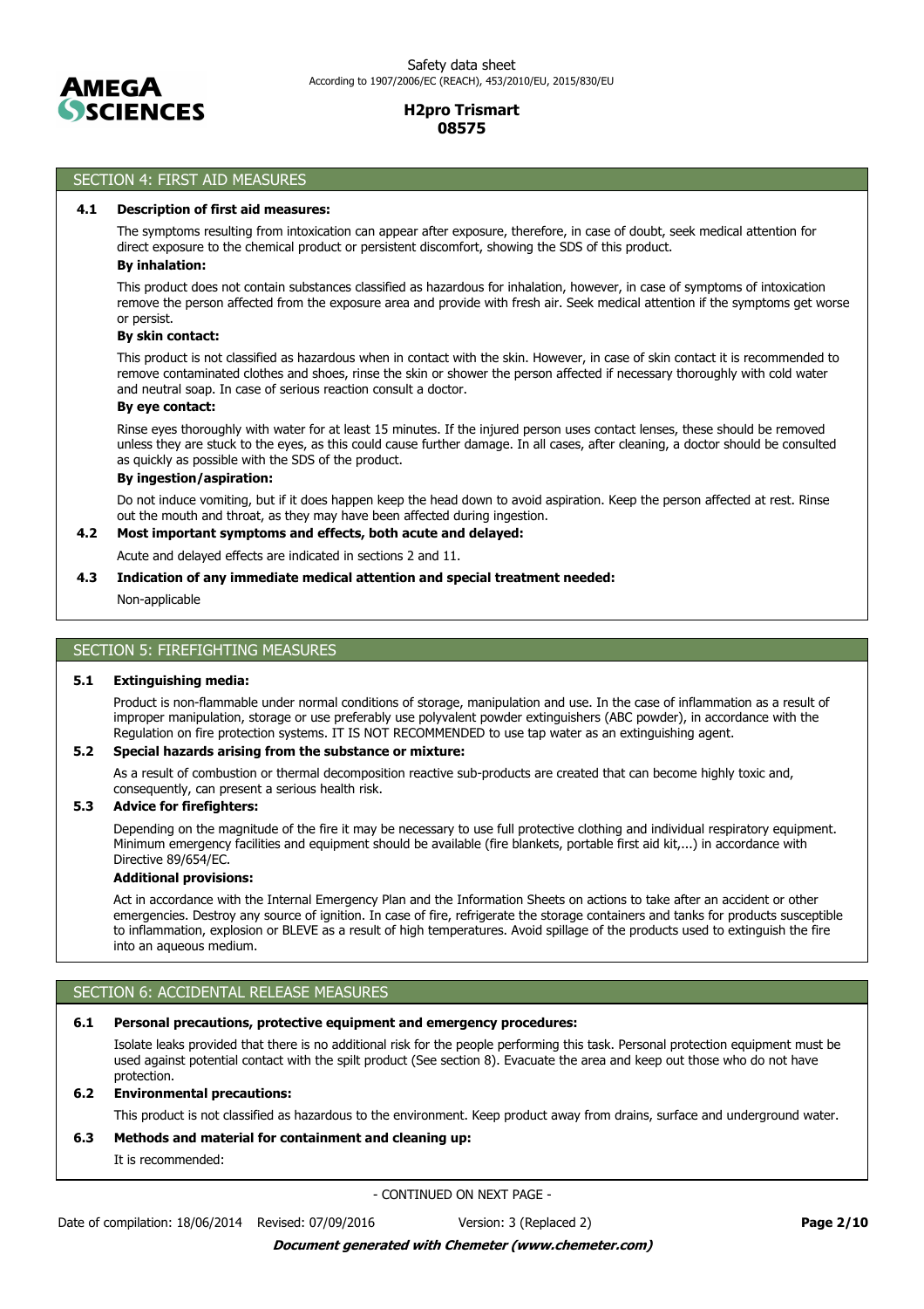## SECTION 4: FIRST AID MEASURES

**4.1 Description of first aid measures:**

The symptoms resulting from intoxication can appear after exposure, therefore, in case of doubt, seek medical attention for direct exposure to the chemical product or persistent discomfort, showing the SDS of this product.

**By inhalation:**

This product does not contain substances classified as hazardous for inhalation, however, in case of symptoms of intoxication remove the person affected from the exposure area and provide with fresh air. Seek medical attention if the symptoms get worse or persist.

**By skin contact:**

This product is not classified as hazardous when in contact with the skin. However, in case of skin contact it is recommended to remove contaminated clothes and shoes, rinse the skin or shower the person affected if necessary thoroughly with cold water and neutral soap. In case of serious reaction consult a doctor.

**By eye contact:**

Rinse eyes thoroughly with water for at least 15 minutes. If the injured person uses contact lenses, these should be removed unless they are stuck to the eyes, as this could cause further damage. In all cases, after cleaning, a doctor should be consulted as quickly as possible with the SDS of the product.

**By ingestion/aspiration:**

Do not induce vomiting, but if it does happen keep the head down to avoid aspiration. Keep the person affected at rest. Rinse out the mouth and throat, as they may have been affected during ingestion.

**4.2 Most important symptoms and effects, both acute and delayed:**

Acute and delayed effects are indicated in sections 2 and 11.

**4.3 Indication of any immediate medical attention and special treatment needed:**

Non-applicable

## SECTION 5: FIREFIGHTING MEASURES

**5.1 Extinguishing media:**

Product is non-flammable under normal conditions of storage, manipulation and use. In the case of inflammation as a result of improper manipulation, storage or use preferably use polyvalent powder extinguishers (ABC powder), in accordance with the Regulation on fire protection systems. IT IS NOT RECOMMENDED to use tap water as an extinguishing agent.

**5.2 Special hazards arising from the substance or mixture:**

As a result of combustion or thermal decomposition reactive sub-products are created that can become highly toxic and, consequently, can present a serious health risk.

**5.3 Advice for firefighters:**

Depending on the magnitude of the fire it may be necessary to use full protective clothing and individual respiratory equipment. Minimum emergency facilities and equipment should be available (fire blankets, portable first aid kit,...) in accordance with Directive 89/654/EC.

**Additional provisions:**

Act in accordance with the Internal Emergency Plan and the Information Sheets on actions to take after an accident or other emergencies. Destroy any source of ignition. In case of fire, refrigerate the storage containers and tanks for products susceptible to inflammation, explosion or BLEVE as a result of high temperatures. Avoid spillage of the products used to extinguish the fire into an aqueous medium.

## SECTION 6: ACCIDENTAL RELEASE MEASURES

**6.1 Personal precautions, protective equipment and emergency procedures:**

Isolate leaks provided that there is no additional risk for the people performing this task. Personal protection equipment must be used against potential contact with the spilt product (See section 8). Evacuate the area and keep out those who do not have protection.

**6.2 Environmental precautions:**

This product is not classified as hazardous to the environment. Keep product away from drains, surface and underground water.

**6.3 Methods and material for containment and cleaning up:**

It is recommended:

- CONTINUED ON NEXT PAGE -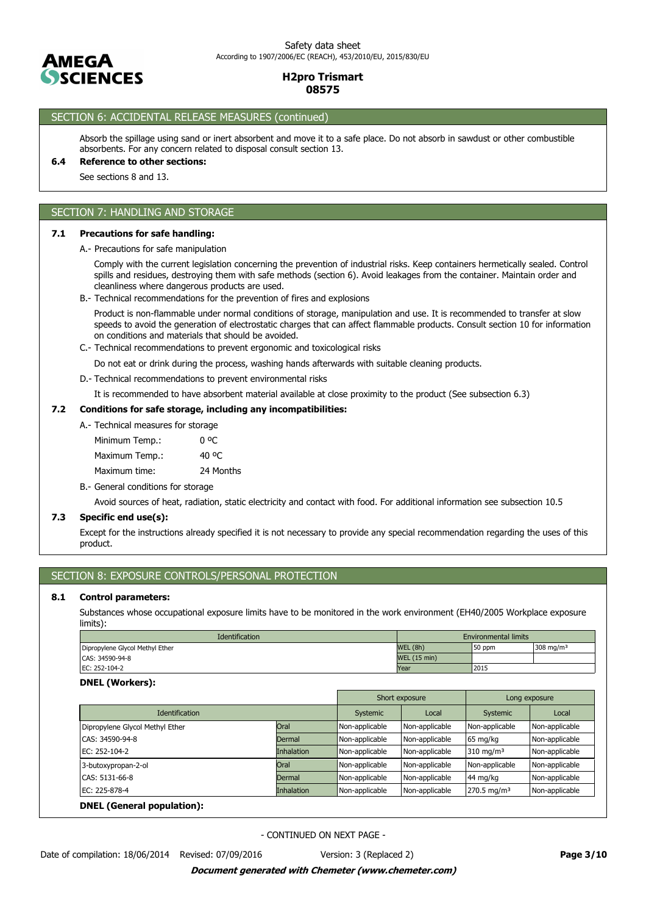## SECTION 6: ACCIDENTAL RELEASE MEASURES (continued)

Absorb the spillage using sand or inert absorbent and move it to a safe place. Do not absorb in sawdust or other combustible absorbents. For any concern related to disposal consult section 13.

**6.4 Reference to other sections:**

See sections 8 and 13.

## SECTION 7: HANDLING AND STORAGE

**7.1 Precautions for safe handling:**

A.- Precautions for safe manipulation

Comply with the current legislation concerning the prevention of industrial risks. Keep containers hermetically sealed. Control spills and residues, destroying them with safe methods (section 6). Avoid leakages from the container. Maintain order and cleanliness where dangerous products are used.

B.- Technical recommendations for the prevention of fires and explosions

Product is non-flammable under normal conditions of storage, manipulation and use. It is recommended to transfer at slow speeds to avoid the generation of electrostatic charges that can affect flammable products. Consult section 10 for information on conditions and materials that should be avoided.

C.- Technical recommendations to prevent ergonomic and toxicological risks

Do not eat or drink during the process, washing hands afterwards with suitable cleaning products.

D.- Technical recommendations to prevent environmental risks

It is recommended to have absorbent material available at close proximity to the product (See subsection 6.3)

**7.2 Conditions for safe storage, including any incompatibilities:**

A.- Technical measures for storage

| | |
|---|---|
| Minimum Temp.: | 0 ºC |
| Maximum Temp.: | 40 ºC |
| Maximum time: | 24 Months |

B.- General conditions for storage

Avoid sources of heat, radiation, static electricity and contact with food. For additional information see subsection 10.5

**7.3 Specific end use(s):**

Except for the instructions already specified it is not necessary to provide any special recommendation regarding the uses of this product.

## SECTION 8: EXPOSURE CONTROLS/PERSONAL PROTECTION

**8.1 Control parameters:**

Substances whose occupational exposure limits have to be monitored in the work environment (EH40/2005 Workplace exposure limits):

| Identification | Environmental limits | | |
|---|---|---|---|
| Dipropylene Glycol Methyl Ether | WEL (8h) | 50 ppm | 308 mg/m³ |
| CAS: 34590-94-8 | WEL (15 min) | | |
| EC: 252-104-2 | Year | 2015 | |

**DNEL (Workers):**

| Identification | | Short exposure | | Long exposure | |
|---|---|---|---|---|---|
| | | Systemic | Local | Systemic | Local |
| Dipropylene Glycol Methyl Ether | Oral | Non-applicable | Non-applicable | Non-applicable | Non-applicable |
| CAS: 34590-94-8 | Dermal | Non-applicable | Non-applicable | 65 mg/kg | Non-applicable |
| EC: 252-104-2 | Inhalation | Non-applicable | Non-applicable | 310 mg/m³ | Non-applicable |
| 3-butoxypropan-2-ol | Oral | Non-applicable | Non-applicable | Non-applicable | Non-applicable |
| CAS: 5131-66-8 | Dermal | Non-applicable | Non-applicable | 44 mg/kg | Non-applicable |
| EC: 225-878-4 | Inhalation | Non-applicable | Non-applicable | 270.5 mg/m³ | Non-applicable |

**DNEL (General population):**

- CONTINUED ON NEXT PAGE -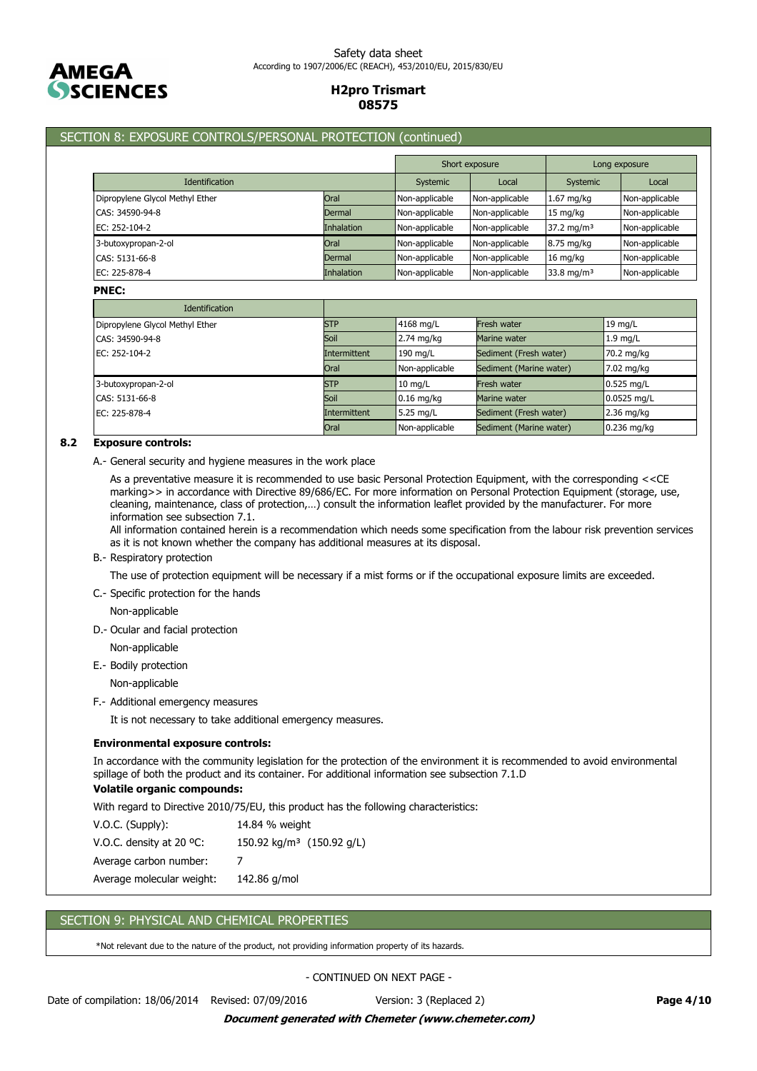## SECTION 8: EXPOSURE CONTROLS/PERSONAL PROTECTION (continued)

| Identification | | Short exposure | | Long exposure | |
|---|---|---|---|---|---|
| | | Systemic | Local | Systemic | Local |
| Dipropylene Glycol Methyl Ether | Oral | Non-applicable | Non-applicable | 1.67 mg/kg | Non-applicable |
| CAS: 34590-94-8 | Dermal | Non-applicable | Non-applicable | 15 mg/kg | Non-applicable |
| EC: 252-104-2 | Inhalation | Non-applicable | Non-applicable | 37.2 mg/m³ | Non-applicable |
| 3-butoxypropan-2-ol | Oral | Non-applicable | Non-applicable | 8.75 mg/kg | Non-applicable |
| CAS: 5131-66-8 | Dermal | Non-applicable | Non-applicable | 16 mg/kg | Non-applicable |
| EC: 225-878-4 | Inhalation | Non-applicable | Non-applicable | 33.8 mg/m³ | Non-applicable |

**PNEC:**

| Identification | | | | |
|---|---|---|---|---|
| Dipropylene Glycol Methyl Ether | STP | 4168 mg/L | Fresh water | 19 mg/L |
| CAS: 34590-94-8 | Soil | 2.74 mg/kg | Marine water | 1.9 mg/L |
| EC: 252-104-2 | Intermittent | 190 mg/L | Sediment (Fresh water) | 70.2 mg/kg |
| | Oral | Non-applicable | Sediment (Marine water) | 7.02 mg/kg |
| 3-butoxypropan-2-ol | STP | 10 mg/L | Fresh water | 0.525 mg/L |
| CAS: 5131-66-8 | Soil | 0.16 mg/kg | Marine water | 0.0525 mg/L |
| EC: 225-878-4 | Intermittent | 5.25 mg/L | Sediment (Fresh water) | 2.36 mg/kg |
| | Oral | Non-applicable | Sediment (Marine water) | 0.236 mg/kg |

### 8.2 Exposure controls:

A.- General security and hygiene measures in the work place

As a preventative measure it is recommended to use basic Personal Protection Equipment, with the corresponding <<CE marking>> in accordance with Directive 89/686/EC. For more information on Personal Protection Equipment (storage, use, cleaning, maintenance, class of protection,…) consult the information leaflet provided by the manufacturer. For more information see subsection 7.1.
All information contained herein is a recommendation which needs some specification from the labour risk prevention services as it is not known whether the company has additional measures at its disposal.

B.- Respiratory protection

The use of protection equipment will be necessary if a mist forms or if the occupational exposure limits are exceeded.

C.- Specific protection for the hands

Non-applicable

D.- Ocular and facial protection

Non-applicable

E.- Bodily protection

Non-applicable

F.- Additional emergency measures

It is not necessary to take additional emergency measures.

**Environmental exposure controls:**

In accordance with the community legislation for the protection of the environment it is recommended to avoid environmental spillage of both the product and its container. For additional information see subsection 7.1.D

**Volatile organic compounds:**

With regard to Directive 2010/75/EU, this product has the following characteristics:

| | |
|---|---|
| V.O.C. (Supply): | 14.84 % weight |
| V.O.C. density at 20 ºC: | 150.92 kg/m³ (150.92 g/L) |
| Average carbon number: | 7 |
| Average molecular weight: | 142.86 g/mol |

## SECTION 9: PHYSICAL AND CHEMICAL PROPERTIES

*Not relevant due to the nature of the product, not providing information property of its hazards.

- CONTINUED ON NEXT PAGE -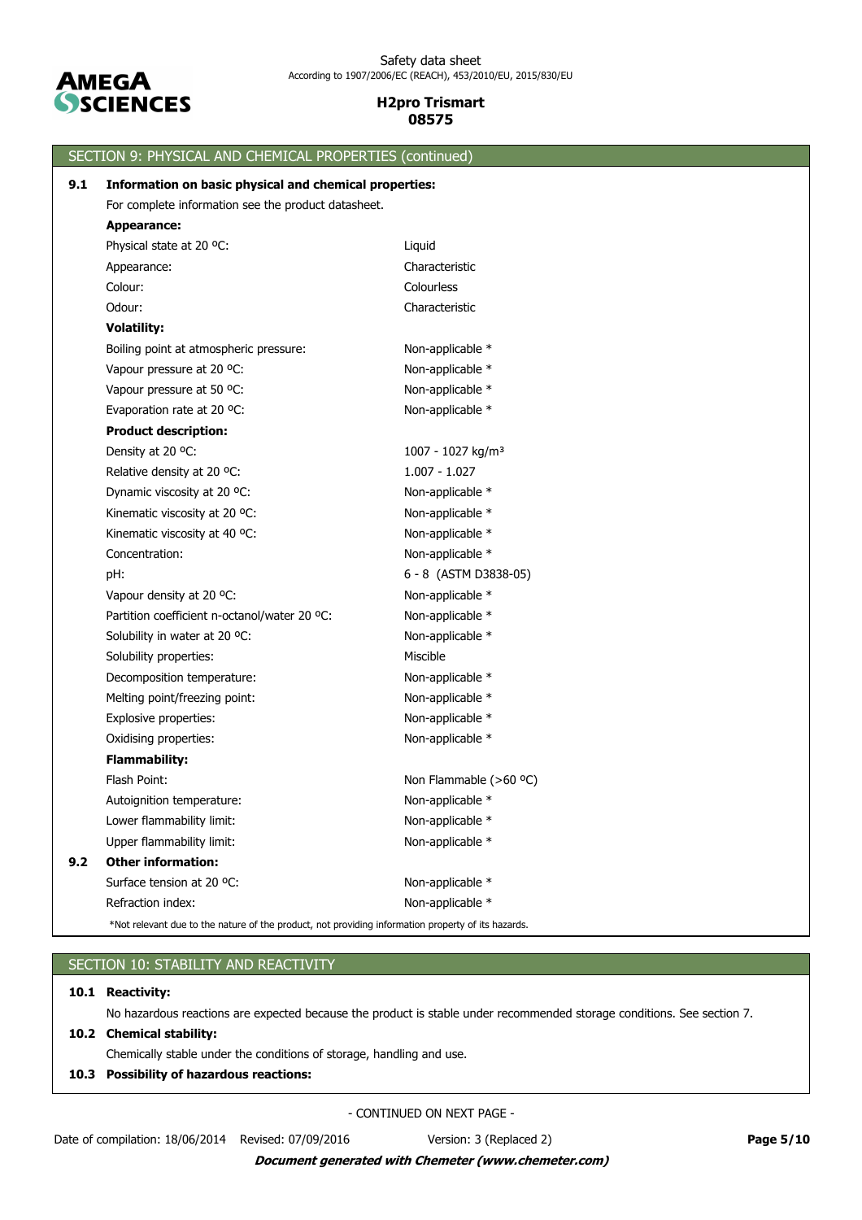## SECTION 9: PHYSICAL AND CHEMICAL PROPERTIES (continued)

**9.1 Information on basic physical and chemical properties:**

For complete information see the product datasheet.

**Appearance:**

| | |
|---|---|
| Physical state at 20 ºC: | Liquid |
| Appearance: | Characteristic |
| Colour: | Colourless |
| Odour: | Characteristic |

**Volatility:**

| | |
|---|---|
| Boiling point at atmospheric pressure: | Non-applicable * |
| Vapour pressure at 20 ºC: | Non-applicable * |
| Vapour pressure at 50 ºC: | Non-applicable * |
| Evaporation rate at 20 ºC: | Non-applicable * |

**Product description:**

| | |
|---|---|
| Density at 20 ºC: | 1007 - 1027 kg/m³ |
| Relative density at 20 ºC: | 1.007 - 1.027 |
| Dynamic viscosity at 20 ºC: | Non-applicable * |
| Kinematic viscosity at 20 ºC: | Non-applicable * |
| Kinematic viscosity at 40 ºC: | Non-applicable * |
| Concentration: | Non-applicable * |
| pH: | 6 - 8 (ASTM D3838-05) |
| Vapour density at 20 ºC: | Non-applicable * |
| Partition coefficient n-octanol/water 20 ºC: | Non-applicable * |
| Solubility in water at 20 ºC: | Non-applicable * |
| Solubility properties: | Miscible |
| Decomposition temperature: | Non-applicable * |
| Melting point/freezing point: | Non-applicable * |
| Explosive properties: | Non-applicable * |
| Oxidising properties: | Non-applicable * |

**Flammability:**

| | |
|---|---|
| Flash Point: | Non Flammable (>60 ºC) |
| Autoignition temperature: | Non-applicable * |
| Lower flammability limit: | Non-applicable * |
| Upper flammability limit: | Non-applicable * |

**9.2 Other information:**

| | |
|---|---|
| Surface tension at 20 ºC: | Non-applicable * |
| Refraction index: | Non-applicable * |

*Not relevant due to the nature of the product, not providing information property of its hazards.

## SECTION 10: STABILITY AND REACTIVITY

**10.1 Reactivity:**

No hazardous reactions are expected because the product is stable under recommended storage conditions. See section 7.

**10.2 Chemical stability:**

Chemically stable under the conditions of storage, handling and use.

**10.3 Possibility of hazardous reactions:**

- CONTINUED ON NEXT PAGE -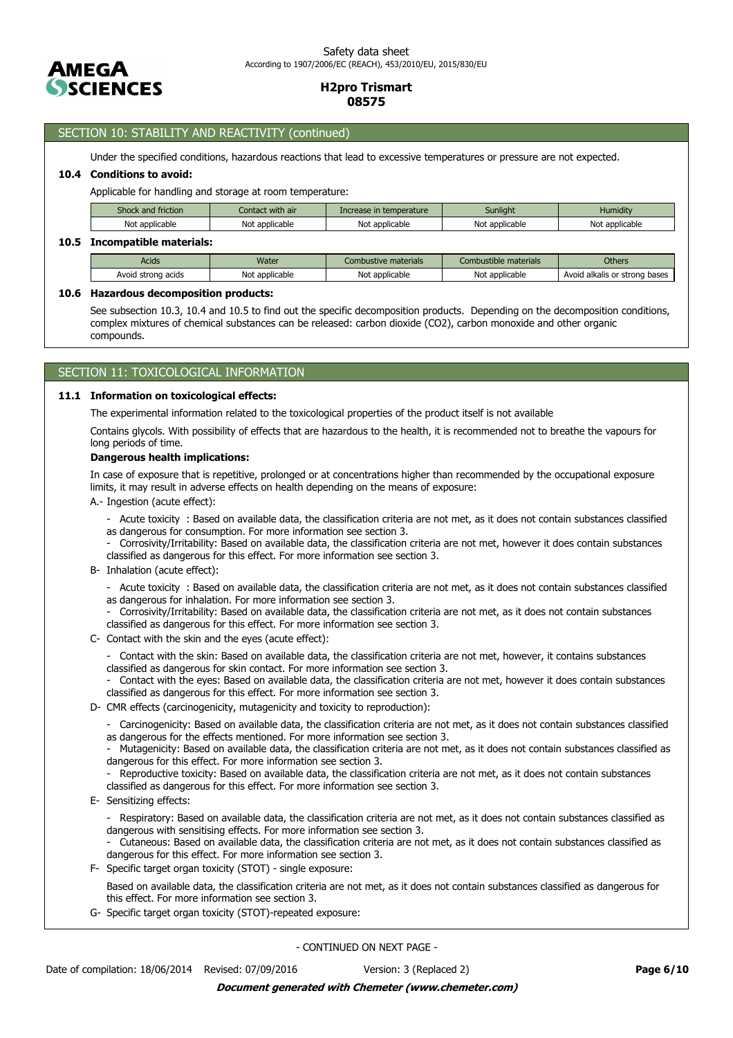## SECTION 10: STABILITY AND REACTIVITY (continued)

Under the specified conditions, hazardous reactions that lead to excessive temperatures or pressure are not expected.

**10.4 Conditions to avoid:**

Applicable for handling and storage at room temperature:

| Shock and friction | Contact with air | Increase in temperature | Sunlight | Humidity |
|---|---|---|---|---|
| Not applicable | Not applicable | Not applicable | Not applicable | Not applicable |

**10.5 Incompatible materials:**

| Acids | Water | Combustive materials | Combustible materials | Others |
|---|---|---|---|---|
| Avoid strong acids | Not applicable | Not applicable | Not applicable | Avoid alkalis or strong bases |

**10.6 Hazardous decomposition products:**

See subsection 10.3, 10.4 and 10.5 to find out the specific decomposition products. Depending on the decomposition conditions, complex mixtures of chemical substances can be released: carbon dioxide ($CO_2$), carbon monoxide and other organic compounds.

## SECTION 11: TOXICOLOGICAL INFORMATION

**11.1 Information on toxicological effects:**

The experimental information related to the toxicological properties of the product itself is not available

Contains glycols. With possibility of effects that are hazardous to the health, it is recommended not to breathe the vapours for long periods of time.

**Dangerous health implications:**

In case of exposure that is repetitive, prolonged or at concentrations higher than recommended by the occupational exposure limits, it may result in adverse effects on health depending on the means of exposure:

A.- Ingestion (acute effect):

- Acute toxicity : Based on available data, the classification criteria are not met, as it does not contain substances classified as dangerous for consumption. For more information see section 3.
- Corrosivity/Irritability: Based on available data, the classification criteria are not met, however it does contain substances classified as dangerous for this effect. For more information see section 3.

B- Inhalation (acute effect):

- Acute toxicity : Based on available data, the classification criteria are not met, as it does not contain substances classified as dangerous for inhalation. For more information see section 3.
- Corrosivity/Irritability: Based on available data, the classification criteria are not met, as it does not contain substances classified as dangerous for this effect. For more information see section 3.

C- Contact with the skin and the eyes (acute effect):

- Contact with the skin: Based on available data, the classification criteria are not met, however, it contains substances classified as dangerous for skin contact. For more information see section 3.
- Contact with the eyes: Based on available data, the classification criteria are not met, however it does contain substances classified as dangerous for this effect. For more information see section 3.

D- CMR effects (carcinogenicity, mutagenicity and toxicity to reproduction):

- Carcinogenicity: Based on available data, the classification criteria are not met, as it does not contain substances classified as dangerous for the effects mentioned. For more information see section 3.
- Mutagenicity: Based on available data, the classification criteria are not met, as it does not contain substances classified as dangerous for this effect. For more information see section 3.
- Reproductive toxicity: Based on available data, the classification criteria are not met, as it does not contain substances classified as dangerous for this effect. For more information see section 3.

E- Sensitizing effects:

- Respiratory: Based on available data, the classification criteria are not met, as it does not contain substances classified as dangerous with sensitising effects. For more information see section 3.
- Cutaneous: Based on available data, the classification criteria are not met, as it does not contain substances classified as dangerous for this effect. For more information see section 3.

F- Specific target organ toxicity (STOT) - single exposure:

Based on available data, the classification criteria are not met, as it does not contain substances classified as dangerous for this effect. For more information see section 3.

G- Specific target organ toxicity (STOT)-repeated exposure:

- CONTINUED ON NEXT PAGE -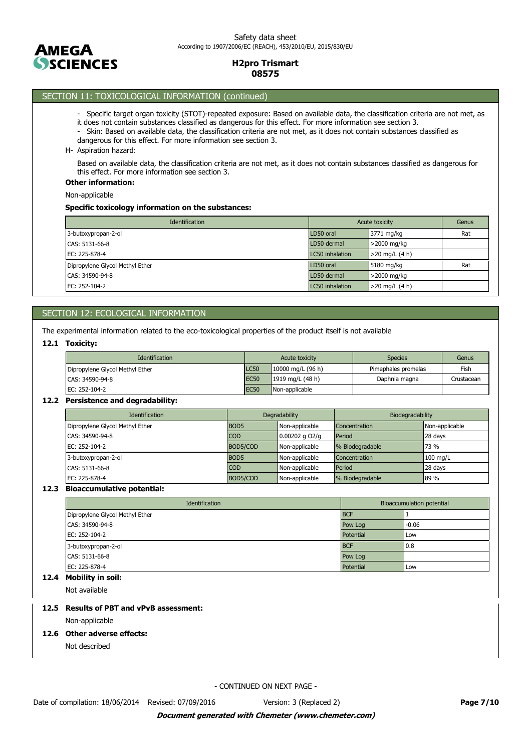## SECTION 11: TOXICOLOGICAL INFORMATION (continued)

- Specific target organ toxicity (STOT)-repeated exposure: Based on available data, the classification criteria are not met, as it does not contain substances classified as dangerous for this effect. For more information see section 3.
- Skin: Based on available data, the classification criteria are not met, as it does not contain substances classified as dangerous for this effect. For more information see section 3.

H- Aspiration hazard:

Based on available data, the classification criteria are not met, as it does not contain substances classified as dangerous for this effect. For more information see section 3.

**Other information:**

Non-applicable

**Specific toxicology information on the substances:**

| Identification | Acute toxicity | | Genus |
|---|---|---|---|
| 3-butoxypropan-2-ol | LD50 oral | 3771 mg/kg | Rat |
| CAS: 5131-66-8 | LD50 dermal | >2000 mg/kg | |
| EC: 225-878-4 | LC50 inhalation | >20 mg/L (4 h) | |
| Dipropylene Glycol Methyl Ether | LD50 oral | 5180 mg/kg | Rat |
| CAS: 34590-94-8 | LD50 dermal | >2000 mg/kg | |
| EC: 252-104-2 | LC50 inhalation | >20 mg/L (4 h) | |

## SECTION 12: ECOLOGICAL INFORMATION

The experimental information related to the eco-toxicological properties of the product itself is not available

### 12.1 Toxicity:

| Identification | Acute toxicity | | Species | Genus |
|---|---|---|---|---|
| Dipropylene Glycol Methyl Ether | LC50 | 10000 mg/L (96 h) | Pimephales promelas | Fish |
| CAS: 34590-94-8 | EC50 | 1919 mg/L (48 h) | Daphnia magna | Crustacean |
| EC: 252-104-2 | EC50 | Non-applicable | | |

### 12.2 Persistence and degradability:

| Identification | Degradability | | Biodegradability | |
|---|---|---|---|---|
| Dipropylene Glycol Methyl Ether | BOD5 | Non-applicable | Concentration | Non-applicable |
| CAS: 34590-94-8 | COD | 0.00202 g O2/g | Period | 28 days |
| EC: 252-104-2 | BOD5/COD | Non-applicable | % Biodegradable | 73 % |
| 3-butoxypropan-2-ol | BOD5 | Non-applicable | Concentration | 100 mg/L |
| CAS: 5131-66-8 | COD | Non-applicable | Period | 28 days |
| EC: 225-878-4 | BOD5/COD | Non-applicable | % Biodegradable | 89 % |

### 12.3 Bioaccumulative potential:

| Identification | Bioaccumulation potential | |
|---|---|---|
| Dipropylene Glycol Methyl Ether | BCF | 1 |
| CAS: 34590-94-8 | Pow Log | -0.06 |
| EC: 252-104-2 | Potential | Low |
| 3-butoxypropan-2-ol | BCF | 0.8 |
| CAS: 5131-66-8 | Pow Log | |
| EC: 225-878-4 | Potential | Low |

### 12.4 Mobility in soil:

Not available

### 12.5 Results of PBT and vPvB assessment:

Non-applicable

### 12.6 Other adverse effects:

Not described

- CONTINUED ON NEXT PAGE -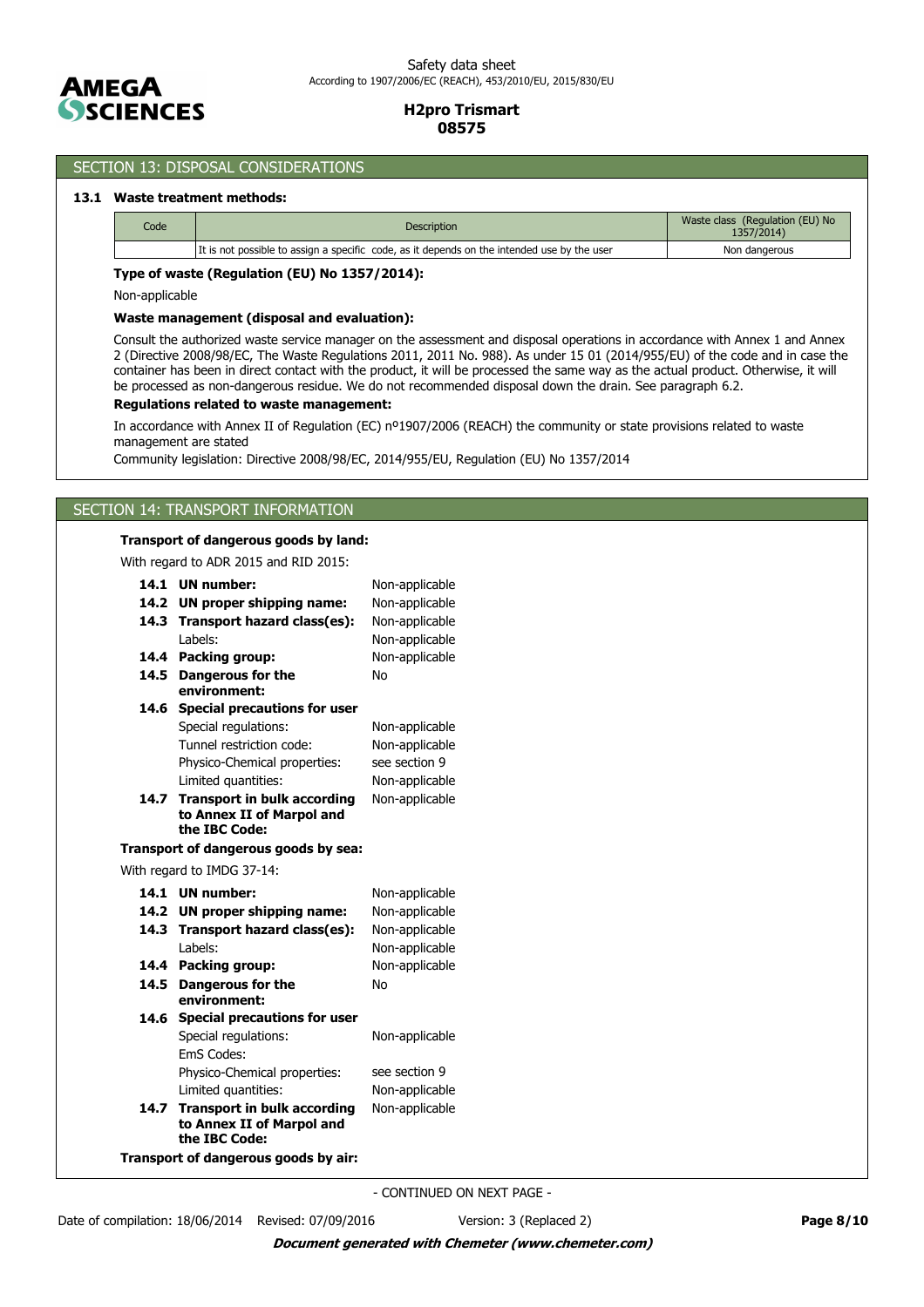## SECTION 13: DISPOSAL CONSIDERATIONS

### 13.1 Waste treatment methods:

| Code | Description | Waste class (Regulation (EU) No 1357/2014) |
|---|---|---|
| | It is not possible to assign a specific code, as it depends on the intended use by the user | Non dangerous |

**Type of waste (Regulation (EU) No 1357/2014):**

Non-applicable

**Waste management (disposal and evaluation):**

Consult the authorized waste service manager on the assessment and disposal operations in accordance with Annex 1 and Annex 2 (Directive 2008/98/EC, The Waste Regulations 2011, 2011 No. 988). As under 15 01 (2014/955/EU) of the code and in case the container has been in direct contact with the product, it will be processed the same way as the actual product. Otherwise, it will be processed as non-dangerous residue. We do not recommended disposal down the drain. See paragraph 6.2.

**Regulations related to waste management:**

In accordance with Annex II of Regulation (EC) nº1907/2006 (REACH) the community or state provisions related to waste management are stated

Community legislation: Directive 2008/98/EC, 2014/955/EU, Regulation (EU) No 1357/2014

## SECTION 14: TRANSPORT INFORMATION

**Transport of dangerous goods by land:**

With regard to ADR 2015 and RID 2015:

| | |
|---|---|
| **14.1 UN number:** | Non-applicable |
| **14.2 UN proper shipping name:** | Non-applicable |
| **14.3 Transport hazard class(es):** | Non-applicable |
| Labels: | Non-applicable |
| **14.4 Packing group:** | Non-applicable |
| **14.5 Dangerous for the environment:** | No |
| **14.6 Special precautions for user** | |
| Special regulations: | Non-applicable |
| Tunnel restriction code: | Non-applicable |
| Physico-Chemical properties: | see section 9 |
| Limited quantities: | Non-applicable |
| **14.7 Transport in bulk according to Annex II of Marpol and the IBC Code:** | Non-applicable |

**Transport of dangerous goods by sea:**

With regard to IMDG 37-14:

| | |
|---|---|
| **14.1 UN number:** | Non-applicable |
| **14.2 UN proper shipping name:** | Non-applicable |
| **14.3 Transport hazard class(es):** | Non-applicable |
| Labels: | Non-applicable |
| **14.4 Packing group:** | Non-applicable |
| **14.5 Dangerous for the environment:** | No |
| **14.6 Special precautions for user** | |
| Special regulations: | Non-applicable |
| EmS Codes: | |
| Physico-Chemical properties: | see section 9 |
| Limited quantities: | Non-applicable |
| **14.7 Transport in bulk according to Annex II of Marpol and the IBC Code:** | Non-applicable |

**Transport of dangerous goods by air:**

- CONTINUED ON NEXT PAGE -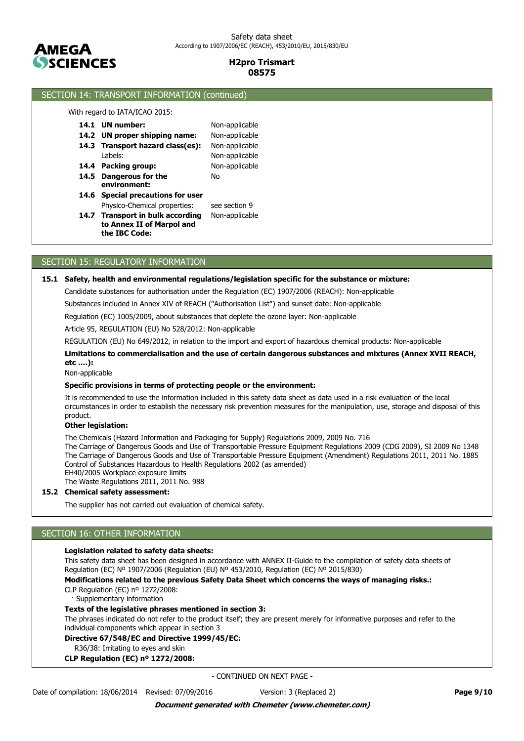## SECTION 14: TRANSPORT INFORMATION (continued)

With regard to IATA/ICAO 2015:

| | |
|---|---|
| **14.1 UN number:** | Non-applicable |
| **14.2 UN proper shipping name:** | Non-applicable |
| **14.3 Transport hazard class(es):** | Non-applicable |
| Labels: | Non-applicable |
| **14.4 Packing group:** | Non-applicable |
| **14.5 Dangerous for the environment:** | No |
| **14.6 Special precautions for user** | |
| Physico-Chemical properties: | see section 9 |
| **14.7 Transport in bulk according to Annex II of Marpol and the IBC Code:** | Non-applicable |

## SECTION 15: REGULATORY INFORMATION

**15.1 Safety, health and environmental regulations/legislation specific for the substance or mixture:**

Candidate substances for authorisation under the Regulation (EC) 1907/2006 (REACH): Non-applicable

Substances included in Annex XIV of REACH ("Authorisation List") and sunset date: Non-applicable

Regulation (EC) 1005/2009, about substances that deplete the ozone layer: Non-applicable

Article 95, REGULATION (EU) No 528/2012: Non-applicable

REGULATION (EU) No 649/2012, in relation to the import and export of hazardous chemical products: Non-applicable

**Limitations to commercialisation and the use of certain dangerous substances and mixtures (Annex XVII REACH, etc ….):**

Non-applicable

**Specific provisions in terms of protecting people or the environment:**

It is recommended to use the information included in this safety data sheet as data used in a risk evaluation of the local circumstances in order to establish the necessary risk prevention measures for the manipulation, use, storage and disposal of this product.

**Other legislation:**

The Chemicals (Hazard Information and Packaging for Supply) Regulations 2009, 2009 No. 716
The Carriage of Dangerous Goods and Use of Transportable Pressure Equipment Regulations 2009 (CDG 2009), SI 2009 No 1348
The Carriage of Dangerous Goods and Use of Transportable Pressure Equipment (Amendment) Regulations 2011, 2011 No. 1885
Control of Substances Hazardous to Health Regulations 2002 (as amended)
EH40/2005 Workplace exposure limits
The Waste Regulations 2011, 2011 No. 988

**15.2 Chemical safety assessment:**

The supplier has not carried out evaluation of chemical safety.

## SECTION 16: OTHER INFORMATION

**Legislation related to safety data sheets:**

This safety data sheet has been designed in accordance with ANNEX II-Guide to the compilation of safety data sheets of Regulation (EC) Nº 1907/2006 (Regulation (EU) Nº 453/2010, Regulation (EC) Nº 2015/830)

**Modifications related to the previous Safety Data Sheet which concerns the ways of managing risks.:**

CLP Regulation (EC) nº 1272/2008:

· Supplementary information

**Texts of the legislative phrases mentioned in section 3:**

The phrases indicated do not refer to the product itself; they are present merely for informative purposes and refer to the individual components which appear in section 3

**Directive 67/548/EC and Directive 1999/45/EC:**

R36/38: Irritating to eyes and skin

**CLP Regulation (EC) nº 1272/2008:**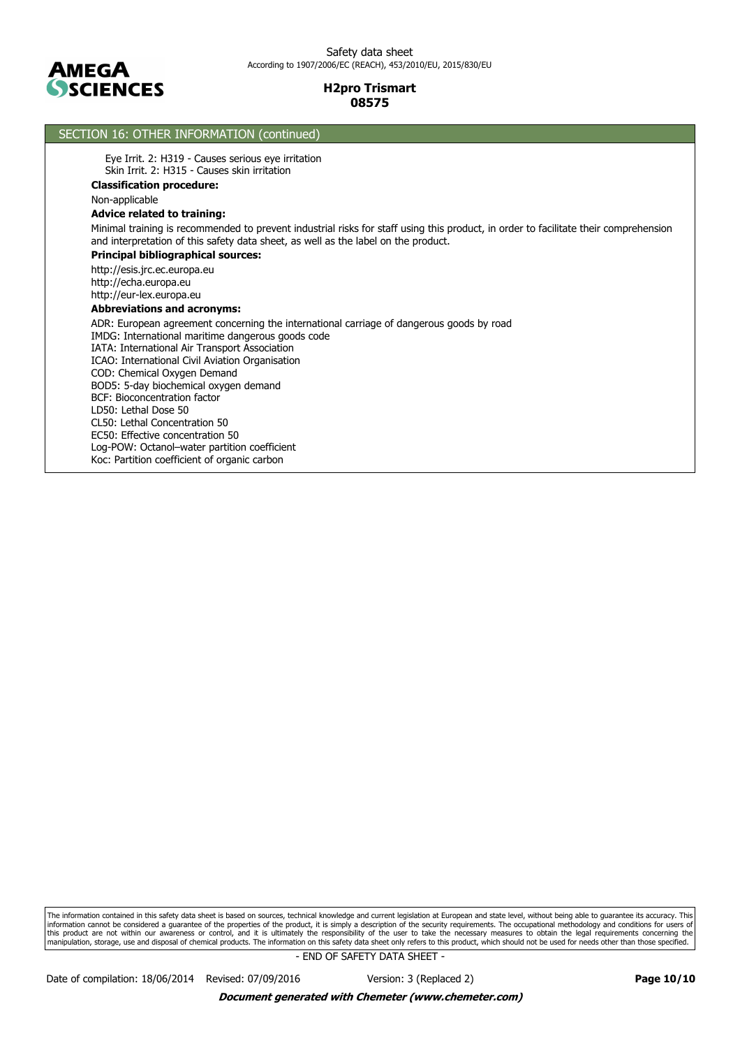## SECTION 16: OTHER INFORMATION (continued)

Eye Irrit. 2: H319 - Causes serious eye irritation
Skin Irrit. 2: H315 - Causes skin irritation

**Classification procedure:**

Non-applicable

**Advice related to training:**

Minimal training is recommended to prevent industrial risks for staff using this product, in order to facilitate their comprehension and interpretation of this safety data sheet, as well as the label on the product.

**Principal bibliographical sources:**

http://esis.jrc.ec.europa.eu
http://echa.europa.eu
http://eur-lex.europa.eu

**Abbreviations and acronyms:**

ADR: European agreement concerning the international carriage of dangerous goods by road
IMDG: International maritime dangerous goods code
IATA: International Air Transport Association
ICAO: International Civil Aviation Organisation
COD: Chemical Oxygen Demand
BOD5: 5-day biochemical oxygen demand
BCF: Bioconcentration factor
LD50: Lethal Dose 50
CL50: Lethal Concentration 50
EC50: Effective concentration 50
Log-POW: Octanol–water partition coefficient
Koc: Partition coefficient of organic carbon

The information contained in this safety data sheet is based on sources, technical knowledge and current legislation at European and state level, without being able to guarantee its accuracy. This information cannot be considered a guarantee of the properties of the product, it is simply a description of the security requirements. The occupational methodology and conditions for users of this product are not within our awareness or control, and it is ultimately the responsibility of the user to take the necessary measures to obtain the legal requirements concerning the manipulation, storage, use and disposal of chemical products. The information on this safety data sheet only refers to this product, which should not be used for needs other than those specified.

- END OF SAFETY DATA SHEET -